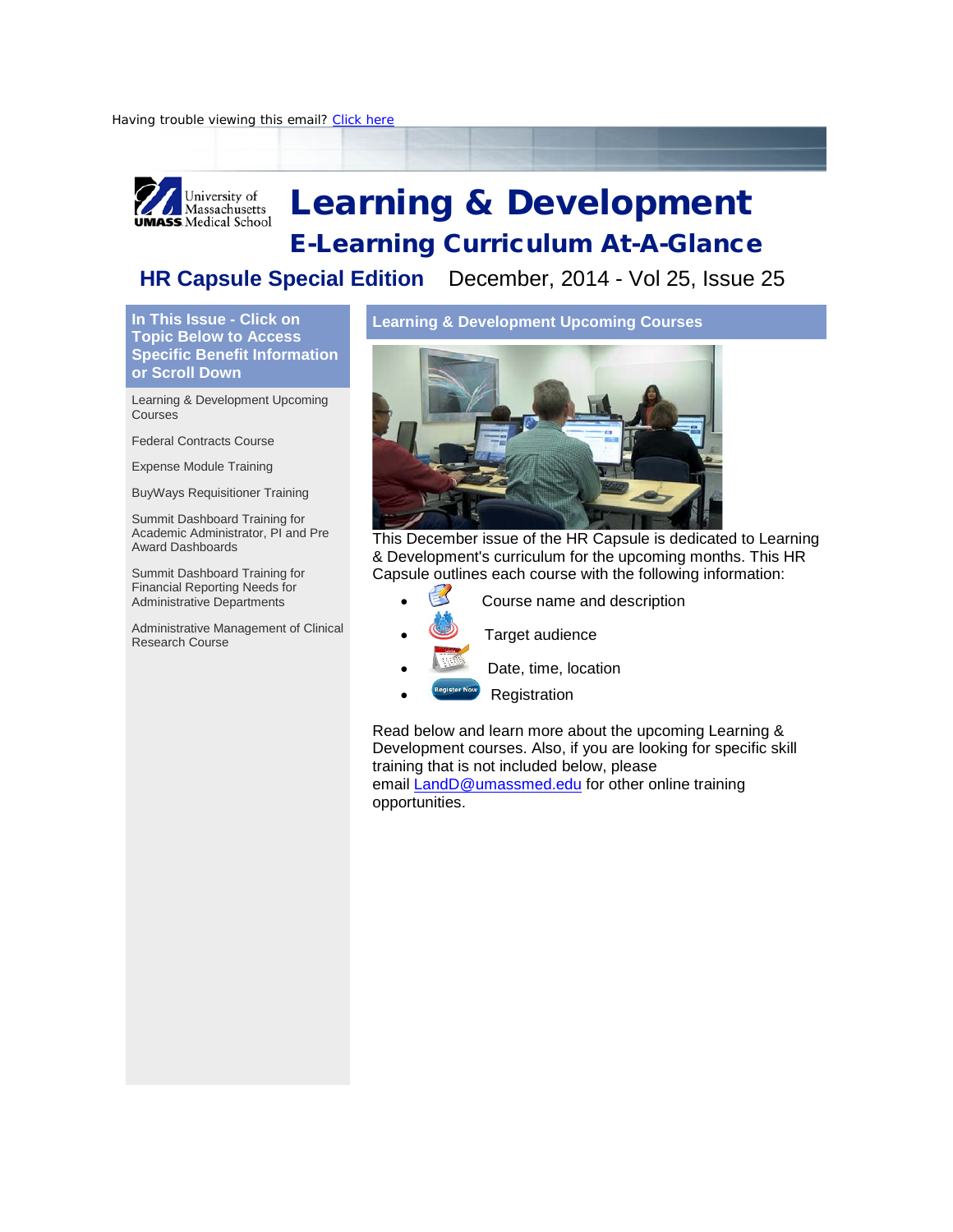Having trouble viewing this email? Click here

University of Massachusetts UMASS Medical School

# Learning & Development

## E-Learning Curriculum At-A-Glance

**HR Capsule Special Edition** December, 2014 - Vol 25, Issue 25

### In This Issue - Click on Topic Below to Access Specific Benefit Information or Scroll Down

- Learning & Development Upcoming Courses
- Federal Contracts Course
- Expense Module Training
- BuyWays Requisitioner Training
- Summit Dashboard Training for Academic Administrator, PI and Pre Award Dashboards
- Summit Dashboard Training for Financial Reporting Needs for Administrative Departments
- Administrative Management of Clinical Research Course

### Learning & Development Upcoming Courses

This December issue of the HR Capsule is dedicated to Learning & Development's curriculum for the upcoming months. This HR Capsule outlines each course with the following information:

- Course name and description
- Target audience
- Date, time, location
- Registration

Read below and learn more about the upcoming Learning & Development courses. Also, if you are looking for specific skill training that is not included below, please email LandD@umassmed.edu for other online training opportunities.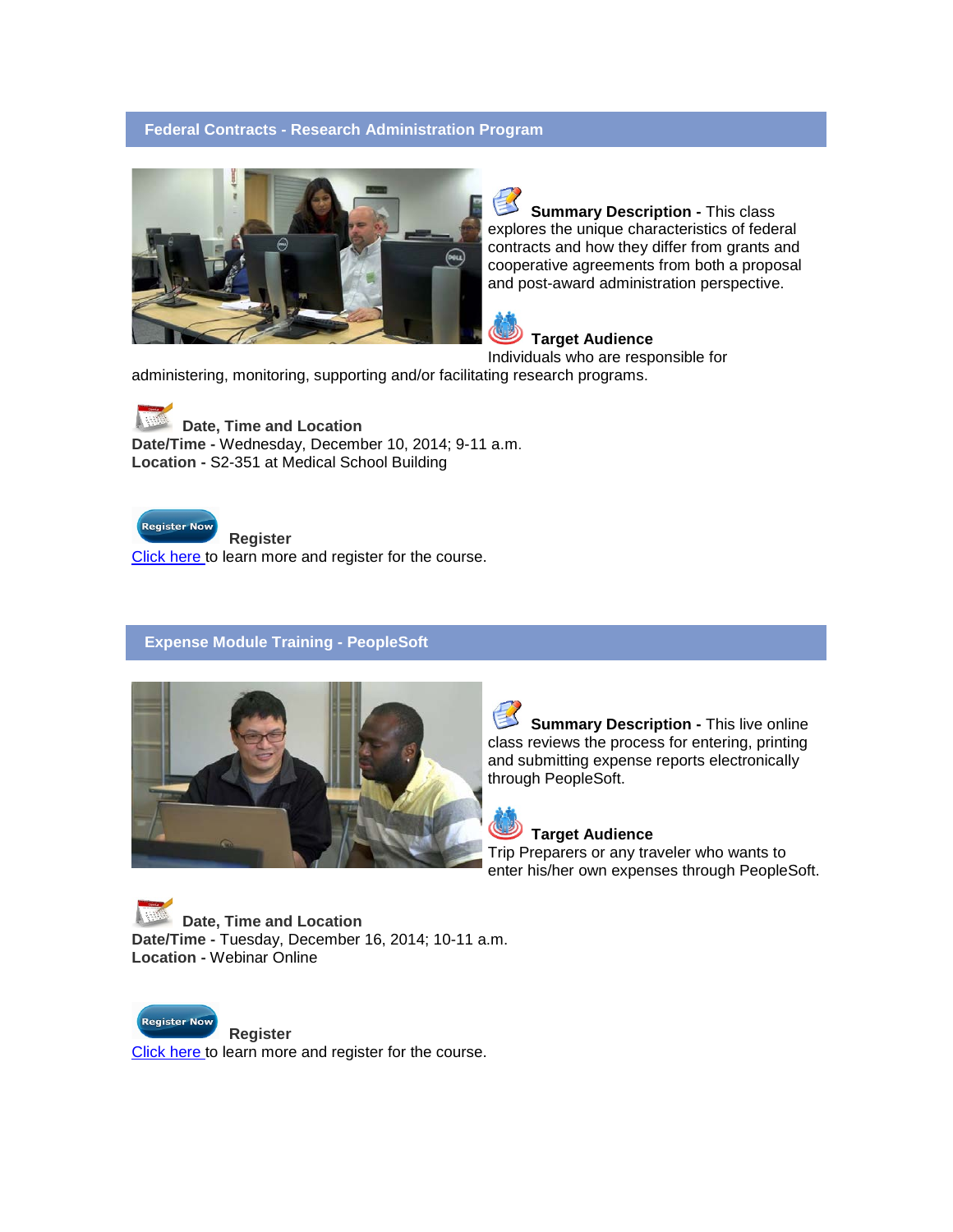## Federal Contracts - Research Administration Program

**Summary Description -** This class explores the unique characteristics of federal contracts and how they differ from grants and cooperative agreements from both a proposal and post-award administration perspective.

**Target Audience**
Individuals who are responsible for administering, monitoring, supporting and/or facilitating research programs.

**Date, Time and Location**
**Date/Time -** Wednesday, December 10, 2014; 9-11 a.m.
**Location -** S2-351 at Medical School Building

**Register**
Click here to learn more and register for the course.

## Expense Module Training - PeopleSoft

**Summary Description -** This live online class reviews the process for entering, printing and submitting expense reports electronically through PeopleSoft.

**Target Audience**
Trip Preparers or any traveler who wants to enter his/her own expenses through PeopleSoft.

**Date, Time and Location**
**Date/Time -** Tuesday, December 16, 2014; 10-11 a.m.
**Location -** Webinar Online

**Register**
Click here to learn more and register for the course.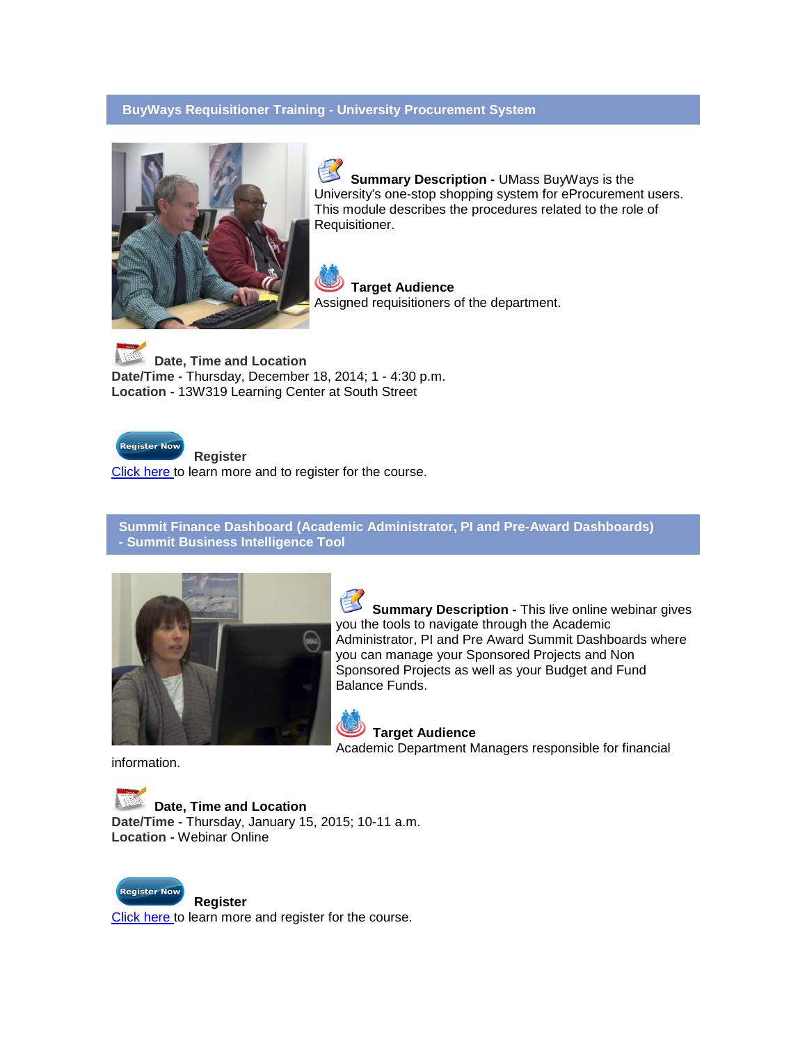## BuyWays Requisitioner Training - University Procurement System

**Summary Description -** UMass BuyWays is the University's one-stop shopping system for eProcurement users. This module describes the procedures related to the role of Requisitioner.

**Target Audience**
Assigned requisitioners of the department.

**Date, Time and Location**
**Date/Time -** Thursday, December 18, 2014; 1 - 4:30 p.m.
**Location -** 13W319 Learning Center at South Street

**Register**
Click here to learn more and to register for the course.

## Summit Finance Dashboard (Academic Administrator, PI and Pre-Award Dashboards) - Summit Business Intelligence Tool

**Summary Description -** This live online webinar gives you the tools to navigate through the Academic Administrator, PI and Pre Award Summit Dashboards where you can manage your Sponsored Projects and Non Sponsored Projects as well as your Budget and Fund Balance Funds.

**Target Audience**
Academic Department Managers responsible for financial information.

**Date, Time and Location**
**Date/Time -** Thursday, January 15, 2015; 10-11 a.m.
**Location -** Webinar Online

**Register**
Click here to learn more and register for the course.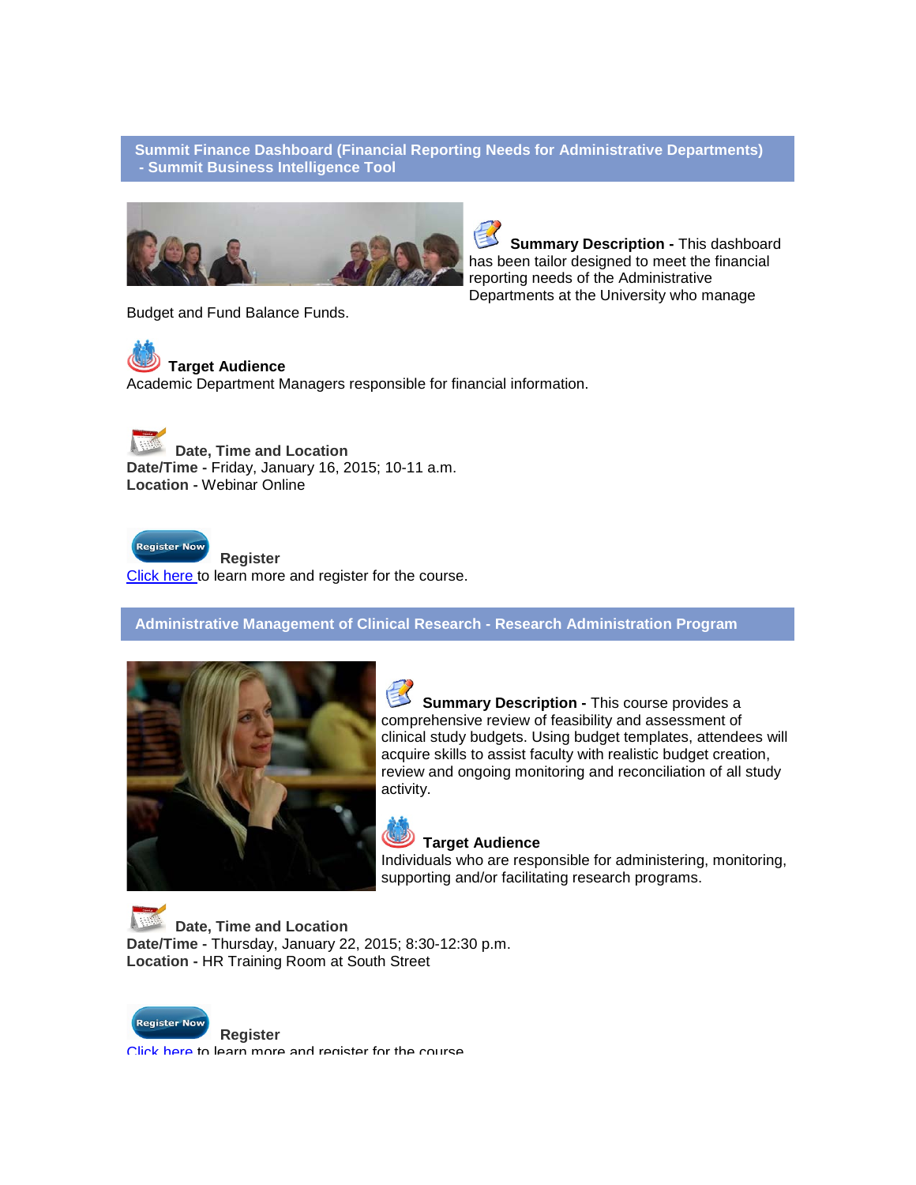## Summit Finance Dashboard (Financial Reporting Needs for Administrative Departments) - Summit Business Intelligence Tool

**Summary Description -** This dashboard has been tailor designed to meet the financial reporting needs of the Administrative Departments at the University who manage Budget and Fund Balance Funds.

**Target Audience**
Academic Department Managers responsible for financial information.

**Date, Time and Location**
**Date/Time -** Friday, January 16, 2015; 10-11 a.m.
**Location -** Webinar Online

**Register**
Click here to learn more and register for the course.

## Administrative Management of Clinical Research - Research Administration Program

**Summary Description -** This course provides a comprehensive review of feasibility and assessment of clinical study budgets. Using budget templates, attendees will acquire skills to assist faculty with realistic budget creation, review and ongoing monitoring and reconciliation of all study activity.

**Target Audience**
Individuals who are responsible for administering, monitoring, supporting and/or facilitating research programs.

**Date, Time and Location**
**Date/Time -** Thursday, January 22, 2015; 8:30-12:30 p.m.
**Location -** HR Training Room at South Street

**Register**
Click here to learn more and register for the course.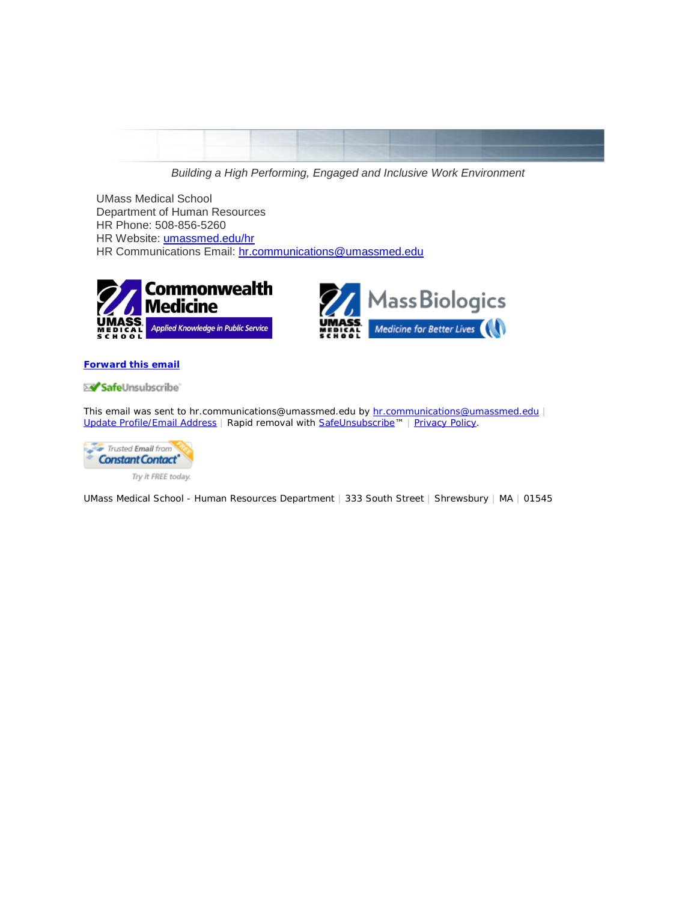*Building a High Performing, Engaged and Inclusive Work Environment*

UMass Medical School
Department of Human Resources
HR Phone: 508-856-5260
HR Website: umassmed.edu/hr
HR Communications Email: hr.communications@umassmed.edu

Commonwealth Medicine
UMASS MEDICAL SCHOOL
Applied Knowledge in Public Service

MassBiologics
UMASS MEDICAL SCHOOL
Medicine for Better Lives

**Forward this email**

SafeUnsubscribe

This email was sent to hr.communications@umassmed.edu by hr.communications@umassmed.edu | Update Profile/Email Address | Rapid removal with SafeUnsubscribe™ | Privacy Policy.

Trusted Email from Constant Contact
Try it FREE today.

UMass Medical School - Human Resources Department | 333 South Street | Shrewsbury | MA | 01545